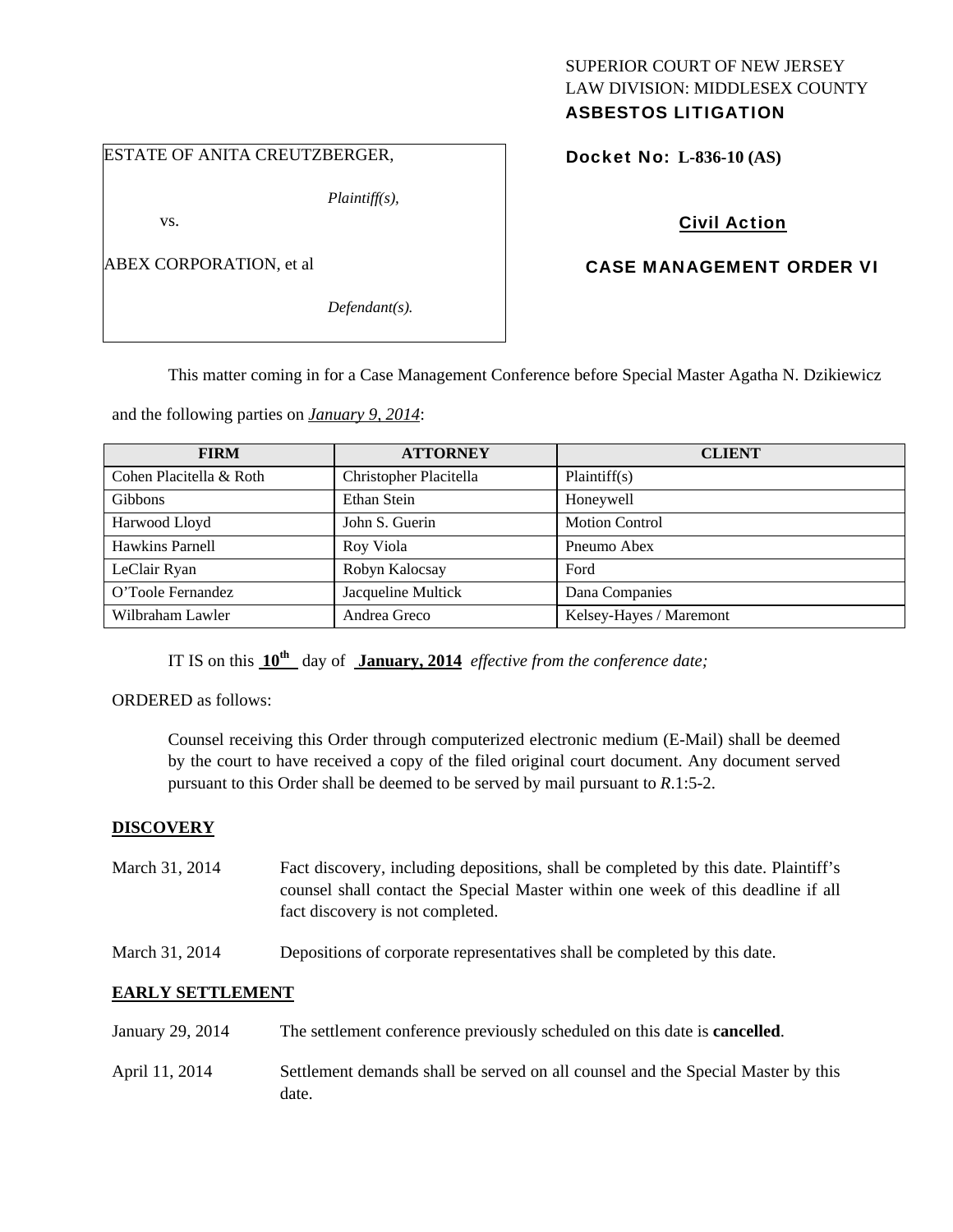SUPERIOR COURT OF NEW JERSEY
LAW DIVISION: MIDDLESEX COUNTY
**ASBESTOS LITIGATION**

ESTATE OF ANITA CREUTZBERGER,

*Plaintiff(s),*

vs.

ABEX CORPORATION, et al

*Defendant(s).*

**Docket No: L-836-10 (AS)**

**Civil Action**

**CASE MANAGEMENT ORDER VI**

This matter coming in for a Case Management Conference before Special Master Agatha N. Dzikiewicz and the following parties on ***January 9, 2014***:

| FIRM | ATTORNEY | CLIENT |
|---|---|---|
| Cohen Placitella & Roth | Christopher Placitella | Plaintiff(s) |
| Gibbons | Ethan Stein | Honeywell |
| Harwood Lloyd | John S. Guerin | Motion Control |
| Hawkins Parnell | Roy Viola | Pneumo Abex |
| LeClair Ryan | Robyn Kalocsay | Ford |
| O'Toole Fernandez | Jacqueline Multick | Dana Companies |
| Wilbraham Lawler | Andrea Greco | Kelsey-Hayes / Maremont |

IT IS on this **10th** day of **January, 2014** *effective from the conference date;*

ORDERED as follows:

Counsel receiving this Order through computerized electronic medium (E-Mail) shall be deemed by the court to have received a copy of the filed original court document. Any document served pursuant to this Order shall be deemed to be served by mail pursuant to *R*.1:5-2.

**DISCOVERY**

March 31, 2014 — Fact discovery, including depositions, shall be completed by this date. Plaintiff's counsel shall contact the Special Master within one week of this deadline if all fact discovery is not completed.

March 31, 2014 — Depositions of corporate representatives shall be completed by this date.

**EARLY SETTLEMENT**

January 29, 2014 — The settlement conference previously scheduled on this date is **cancelled**.

April 11, 2014 — Settlement demands shall be served on all counsel and the Special Master by this date.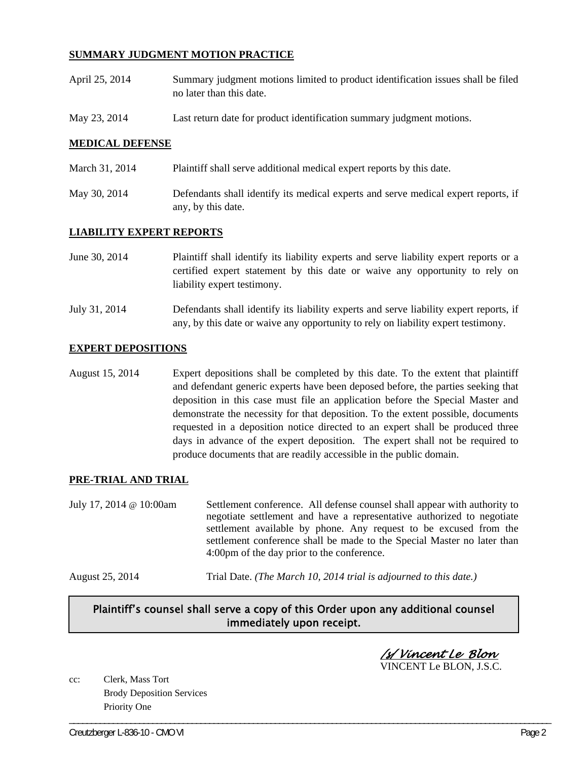**SUMMARY JUDGMENT MOTION PRACTICE**

| | |
|---|---|
| April 25, 2014 | Summary judgment motions limited to product identification issues shall be filed no later than this date. |
| May 23, 2014 | Last return date for product identification summary judgment motions. |

**MEDICAL DEFENSE**

| | |
|---|---|
| March 31, 2014 | Plaintiff shall serve additional medical expert reports by this date. |
| May 30, 2014 | Defendants shall identify its medical experts and serve medical expert reports, if any, by this date. |

**LIABILITY EXPERT REPORTS**

| | |
|---|---|
| June 30, 2014 | Plaintiff shall identify its liability experts and serve liability expert reports or a certified expert statement by this date or waive any opportunity to rely on liability expert testimony. |
| July 31, 2014 | Defendants shall identify its liability experts and serve liability expert reports, if any, by this date or waive any opportunity to rely on liability expert testimony. |

**EXPERT DEPOSITIONS**

| | |
|---|---|
| August 15, 2014 | Expert depositions shall be completed by this date. To the extent that plaintiff and defendant generic experts have been deposed before, the parties seeking that deposition in this case must file an application before the Special Master and demonstrate the necessity for that deposition. To the extent possible, documents requested in a deposition notice directed to an expert shall be produced three days in advance of the expert deposition. The expert shall not be required to produce documents that are readily accessible in the public domain. |

**PRE-TRIAL AND TRIAL**

| | |
|---|---|
| July 17, 2014 @ 10:00am | Settlement conference. All defense counsel shall appear with authority to negotiate settlement and have a representative authorized to negotiate settlement available by phone. Any request to be excused from the settlement conference shall be made to the Special Master no later than 4:00pm of the day prior to the conference. |
| August 25, 2014 | Trial Date. *(The March 10, 2014 trial is adjourned to this date.)* |

**Plaintiff's counsel shall serve a copy of this Order upon any additional counsel immediately upon receipt.**

*/s/ Vincent Le Blon*
VINCENT Le BLON, J.S.C.

cc: Clerk, Mass Tort
Brody Deposition Services
Priority One

Creutzberger L-836-10 - CMO VI